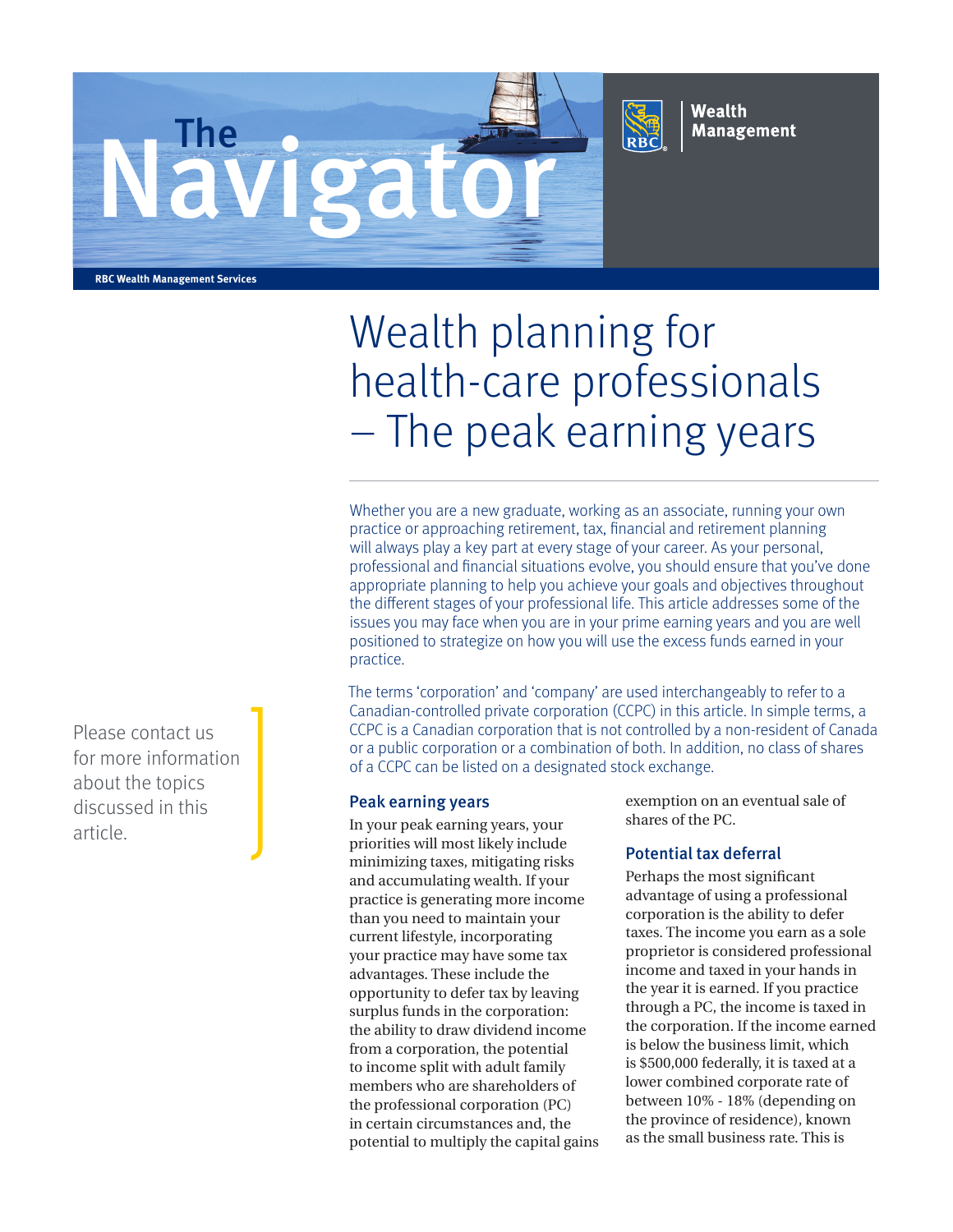# The Navigator

RBC Wealth Management

RBC Wealth Management Services

# Wealth planning for health-care professionals – The peak earning years

Whether you are a new graduate, working as an associate, running your own practice or approaching retirement, tax, financial and retirement planning will always play a key part at every stage of your career. As your personal, professional and financial situations evolve, you should ensure that you've done appropriate planning to help you achieve your goals and objectives throughout the different stages of your professional life. This article addresses some of the issues you may face when you are in your prime earning years and you are well positioned to strategize on how you will use the excess funds earned in your practice.

The terms 'corporation' and 'company' are used interchangeably to refer to a Canadian-controlled private corporation (CCPC) in this article. In simple terms, a CCPC is a Canadian corporation that is not controlled by a non-resident of Canada or a public corporation or a combination of both. In addition, no class of shares of a CCPC can be listed on a designated stock exchange.

Please contact us for more information about the topics discussed in this article.

## Peak earning years

In your peak earning years, your priorities will most likely include minimizing taxes, mitigating risks and accumulating wealth. If your practice is generating more income than you need to maintain your current lifestyle, incorporating your practice may have some tax advantages. These include the opportunity to defer tax by leaving surplus funds in the corporation: the ability to draw dividend income from a corporation, the potential to income split with adult family members who are shareholders of the professional corporation (PC) in certain circumstances and, the potential to multiply the capital gains exemption on an eventual sale of shares of the PC.

## Potential tax deferral

Perhaps the most significant advantage of using a professional corporation is the ability to defer taxes. The income you earn as a sole proprietor is considered professional income and taxed in your hands in the year it is earned. If you practice through a PC, the income is taxed in the corporation. If the income earned is below the business limit, which is $500,000 federally, it is taxed at a lower combined corporate rate of between 10% - 18% (depending on the province of residence), known as the small business rate. This is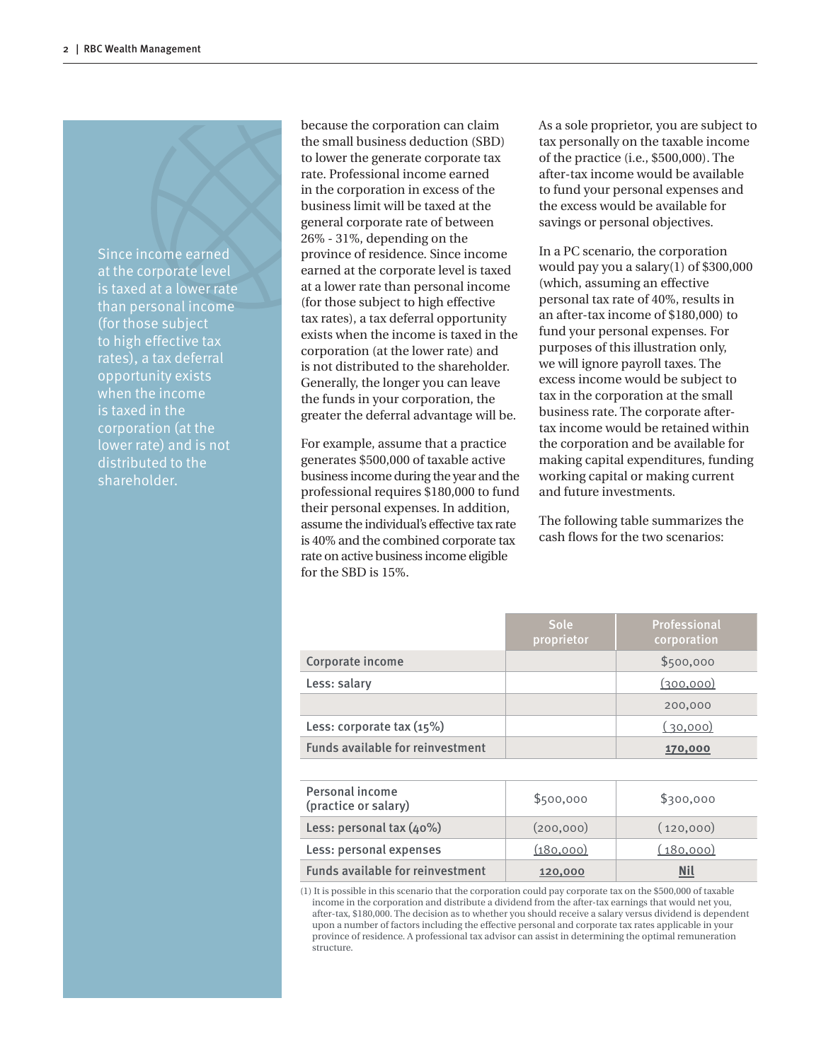Since income earned at the corporate level is taxed at a lower rate than personal income (for those subject to high effective tax rates), a tax deferral opportunity exists when the income is taxed in the corporation (at the lower rate) and is not distributed to the shareholder.

because the corporation can claim the small business deduction (SBD) to lower the generate corporate tax rate. Professional income earned in the corporation in excess of the business limit will be taxed at the general corporate rate of between 26% - 31%, depending on the province of residence. Since income earned at the corporate level is taxed at a lower rate than personal income (for those subject to high effective tax rates), a tax deferral opportunity exists when the income is taxed in the corporation (at the lower rate) and is not distributed to the shareholder. Generally, the longer you can leave the funds in your corporation, the greater the deferral advantage will be.

For example, assume that a practice generates $500,000 of taxable active business income during the year and the professional requires $180,000 to fund their personal expenses. In addition, assume the individual's effective tax rate is 40% and the combined corporate tax rate on active business income eligible for the SBD is 15%.

As a sole proprietor, you are subject to tax personally on the taxable income of the practice (i.e., $500,000). The after-tax income would be available to fund your personal expenses and the excess would be available for savings or personal objectives.

In a PC scenario, the corporation would pay you a salary(1) of $300,000 (which, assuming an effective personal tax rate of 40%, results in an after-tax income of $180,000) to fund your personal expenses. For purposes of this illustration only, we will ignore payroll taxes. The excess income would be subject to tax in the corporation at the small business rate. The corporate after-tax income would be retained within the corporation and be available for making capital expenditures, funding working capital or making current and future investments.

The following table summarizes the cash flows for the two scenarios:

| | Sole proprietor | Professional corporation |
|---|---|---|
| Corporate income | | $500,000 |
| Less: salary | | (300,000) |
| | | 200,000 |
| Less: corporate tax (15%) | | (30,000) |
| **Funds available for reinvestment** | | **170,000** |
| | | |
| Personal income (practice or salary) | $500,000 | $300,000 |
| Less: personal tax (40%) | (200,000) | (120,000) |
| Less: personal expenses | (180,000) | (180,000) |
| **Funds available for reinvestment** | **120,000** | **Nil** |

(1) It is possible in this scenario that the corporation could pay corporate tax on the $500,000 of taxable income in the corporation and distribute a dividend from the after-tax earnings that would net you, after-tax, $180,000. The decision as to whether you should receive a salary versus dividend is dependent upon a number of factors including the effective personal and corporate tax rates applicable in your province of residence. A professional tax advisor can assist in determining the optimal remuneration structure.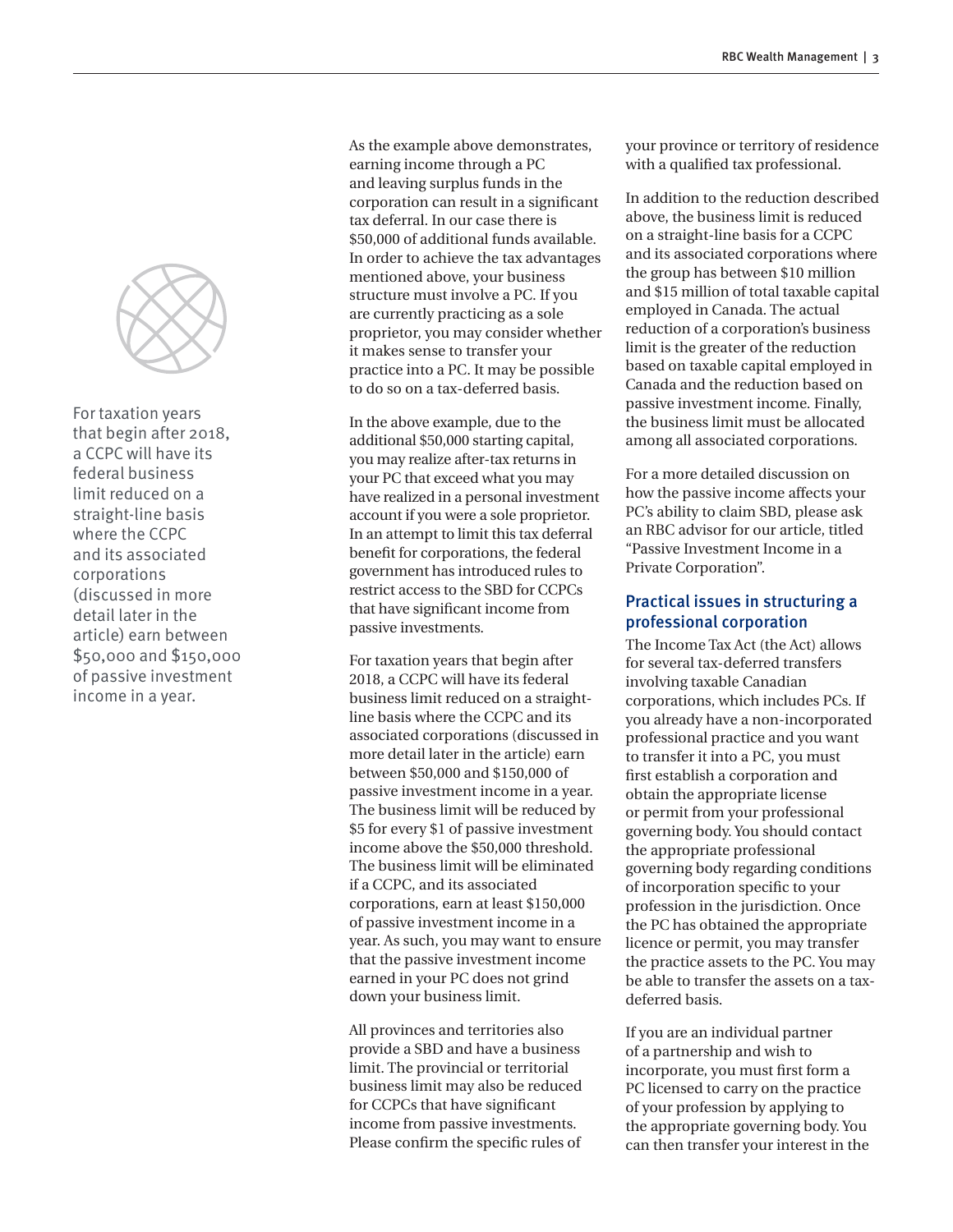For taxation years that begin after 2018, a CCPC will have its federal business limit reduced on a straight-line basis where the CCPC and its associated corporations (discussed in more detail later in the article) earn between $50,000 and $150,000 of passive investment income in a year.

As the example above demonstrates, earning income through a PC and leaving surplus funds in the corporation can result in a significant tax deferral. In our case there is $50,000 of additional funds available. In order to achieve the tax advantages mentioned above, your business structure must involve a PC. If you are currently practicing as a sole proprietor, you may consider whether it makes sense to transfer your practice into a PC. It may be possible to do so on a tax-deferred basis.

In the above example, due to the additional $50,000 starting capital, you may realize after-tax returns in your PC that exceed what you may have realized in a personal investment account if you were a sole proprietor. In an attempt to limit this tax deferral benefit for corporations, the federal government has introduced rules to restrict access to the SBD for CCPCs that have significant income from passive investments.

For taxation years that begin after 2018, a CCPC will have its federal business limit reduced on a straight-line basis where the CCPC and its associated corporations (discussed in more detail later in the article) earn between $50,000 and $150,000 of passive investment income in a year. The business limit will be reduced by $5 for every $1 of passive investment income above the $50,000 threshold. The business limit will be eliminated if a CCPC, and its associated corporations, earn at least $150,000 of passive investment income in a year. As such, you may want to ensure that the passive investment income earned in your PC does not grind down your business limit.

All provinces and territories also provide a SBD and have a business limit. The provincial or territorial business limit may also be reduced for CCPCs that have significant income from passive investments. Please confirm the specific rules of your province or territory of residence with a qualified tax professional.

In addition to the reduction described above, the business limit is reduced on a straight-line basis for a CCPC and its associated corporations where the group has between $10 million and $15 million of total taxable capital employed in Canada. The actual reduction of a corporation's business limit is the greater of the reduction based on taxable capital employed in Canada and the reduction based on passive investment income. Finally, the business limit must be allocated among all associated corporations.

For a more detailed discussion on how the passive income affects your PC's ability to claim SBD, please ask an RBC advisor for our article, titled "Passive Investment Income in a Private Corporation".

## Practical issues in structuring a professional corporation

The Income Tax Act (the Act) allows for several tax-deferred transfers involving taxable Canadian corporations, which includes PCs. If you already have a non-incorporated professional practice and you want to transfer it into a PC, you must first establish a corporation and obtain the appropriate license or permit from your professional governing body. You should contact the appropriate professional governing body regarding conditions of incorporation specific to your profession in the jurisdiction. Once the PC has obtained the appropriate licence or permit, you may transfer the practice assets to the PC. You may be able to transfer the assets on a tax-deferred basis.

If you are an individual partner of a partnership and wish to incorporate, you must first form a PC licensed to carry on the practice of your profession by applying to the appropriate governing body. You can then transfer your interest in the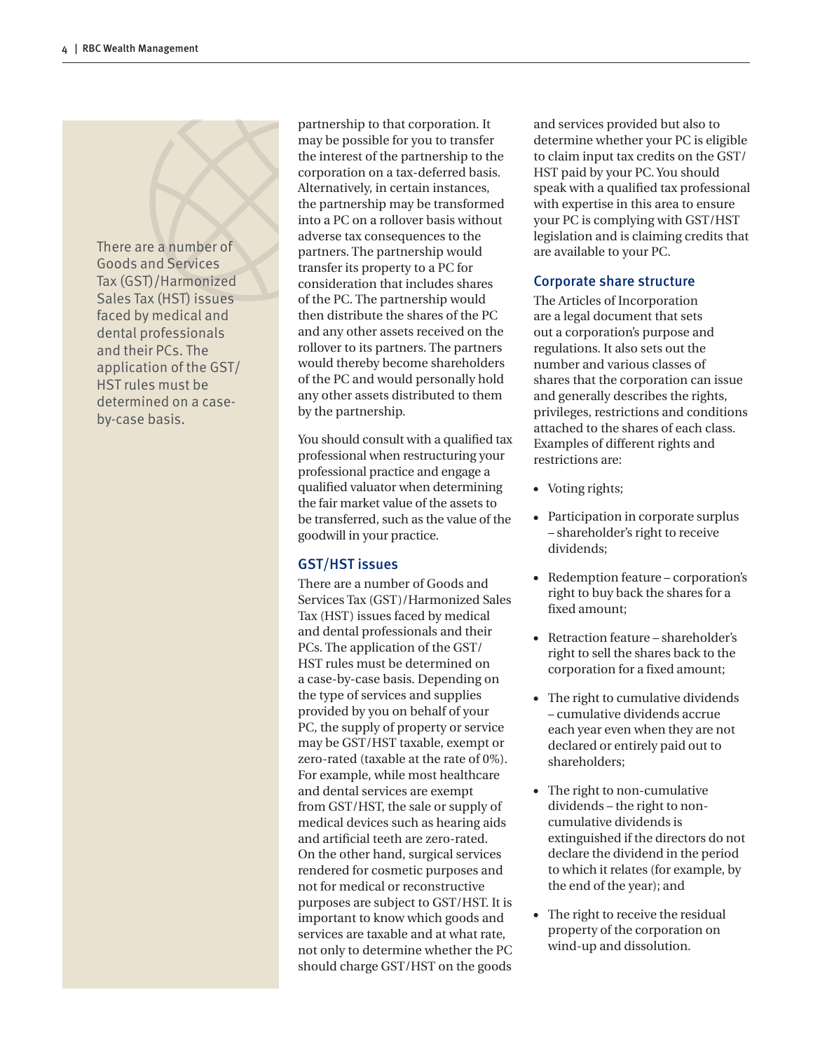There are a number of Goods and Services Tax (GST)/Harmonized Sales Tax (HST) issues faced by medical and dental professionals and their PCs. The application of the GST/HST rules must be determined on a case-by-case basis.

partnership to that corporation. It may be possible for you to transfer the interest of the partnership to the corporation on a tax-deferred basis. Alternatively, in certain instances, the partnership may be transformed into a PC on a rollover basis without adverse tax consequences to the partners. The partnership would transfer its property to a PC for consideration that includes shares of the PC. The partnership would then distribute the shares of the PC and any other assets received on the rollover to its partners. The partners would thereby become shareholders of the PC and would personally hold any other assets distributed to them by the partnership.

You should consult with a qualified tax professional when restructuring your professional practice and engage a qualified valuator when determining the fair market value of the assets to be transferred, such as the value of the goodwill in your practice.

### GST/HST issues

There are a number of Goods and Services Tax (GST)/Harmonized Sales Tax (HST) issues faced by medical and dental professionals and their PCs. The application of the GST/HST rules must be determined on a case-by-case basis. Depending on the type of services and supplies provided by you on behalf of your PC, the supply of property or service may be GST/HST taxable, exempt or zero-rated (taxable at the rate of 0%). For example, while most healthcare and dental services are exempt from GST/HST, the sale or supply of medical devices such as hearing aids and artificial teeth are zero-rated. On the other hand, surgical services rendered for cosmetic purposes and not for medical or reconstructive purposes are subject to GST/HST. It is important to know which goods and services are taxable and at what rate, not only to determine whether the PC should charge GST/HST on the goods and services provided but also to determine whether your PC is eligible to claim input tax credits on the GST/HST paid by your PC. You should speak with a qualified tax professional with expertise in this area to ensure your PC is complying with GST/HST legislation and is claiming credits that are available to your PC.

### Corporate share structure

The Articles of Incorporation are a legal document that sets out a corporation's purpose and regulations. It also sets out the number and various classes of shares that the corporation can issue and generally describes the rights, privileges, restrictions and conditions attached to the shares of each class. Examples of different rights and restrictions are:

- Voting rights;
- Participation in corporate surplus – shareholder's right to receive dividends;
- Redemption feature – corporation's right to buy back the shares for a fixed amount;
- Retraction feature – shareholder's right to sell the shares back to the corporation for a fixed amount;
- The right to cumulative dividends – cumulative dividends accrue each year even when they are not declared or entirely paid out to shareholders;
- The right to non-cumulative dividends – the right to non-cumulative dividends is extinguished if the directors do not declare the dividend in the period to which it relates (for example, by the end of the year); and
- The right to receive the residual property of the corporation on wind-up and dissolution.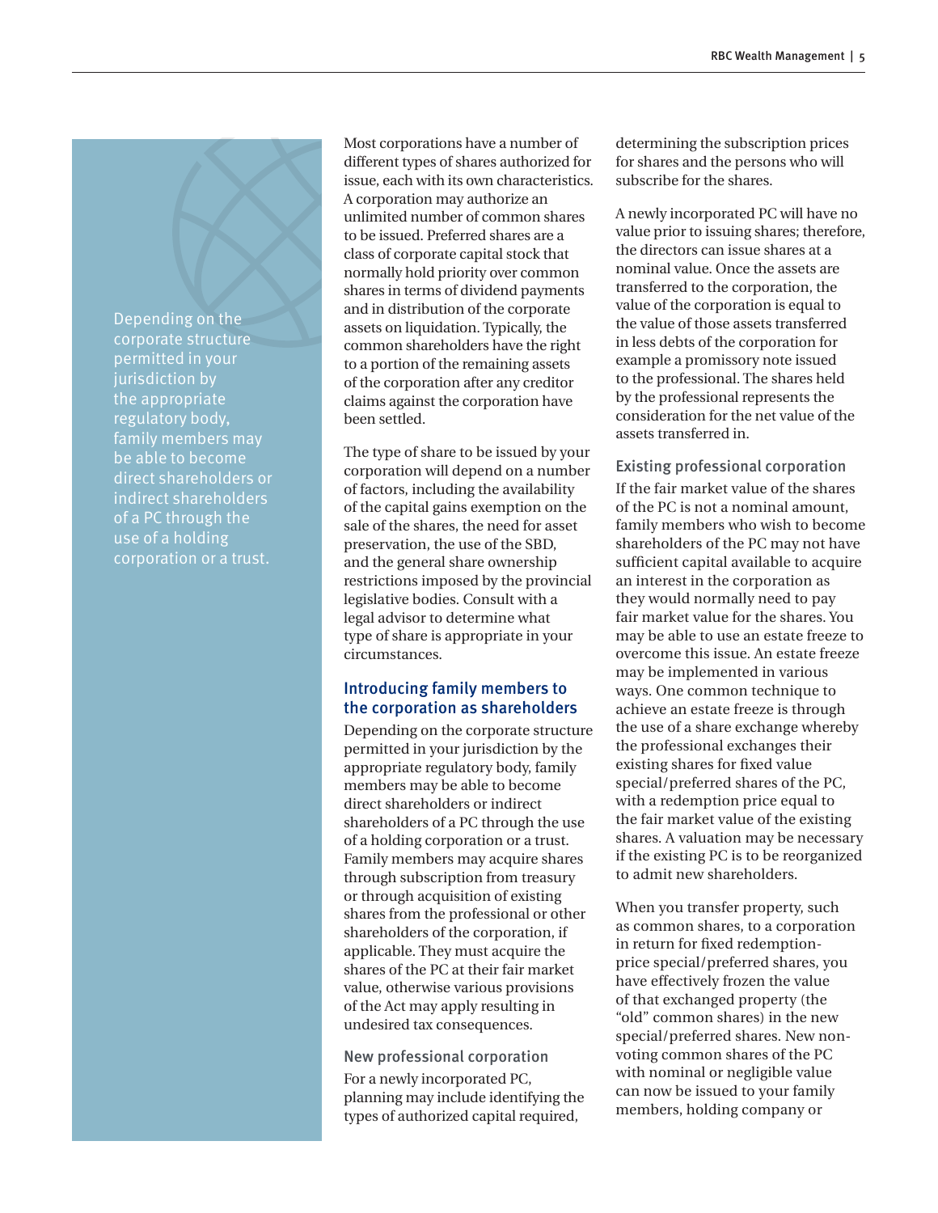> Depending on the corporate structure permitted in your jurisdiction by the appropriate regulatory body, family members may be able to become direct shareholders or indirect shareholders of a PC through the use of a holding corporation or a trust.

Most corporations have a number of different types of shares authorized for issue, each with its own characteristics. A corporation may authorize an unlimited number of common shares to be issued. Preferred shares are a class of corporate capital stock that normally hold priority over common shares in terms of dividend payments and in distribution of the corporate assets on liquidation. Typically, the common shareholders have the right to a portion of the remaining assets of the corporation after any creditor claims against the corporation have been settled.

The type of share to be issued by your corporation will depend on a number of factors, including the availability of the capital gains exemption on the sale of the shares, the need for asset preservation, the use of the SBD, and the general share ownership restrictions imposed by the provincial legislative bodies. Consult with a legal advisor to determine what type of share is appropriate in your circumstances.

## Introducing family members to the corporation as shareholders

Depending on the corporate structure permitted in your jurisdiction by the appropriate regulatory body, family members may be able to become direct shareholders or indirect shareholders of a PC through the use of a holding corporation or a trust. Family members may acquire shares through subscription from treasury or through acquisition of existing shares from the professional or other shareholders of the corporation, if applicable. They must acquire the shares of the PC at their fair market value, otherwise various provisions of the Act may apply resulting in undesired tax consequences.

### New professional corporation

For a newly incorporated PC, planning may include identifying the types of authorized capital required, determining the subscription prices for shares and the persons who will subscribe for the shares.

A newly incorporated PC will have no value prior to issuing shares; therefore, the directors can issue shares at a nominal value. Once the assets are transferred to the corporation, the value of the corporation is equal to the value of those assets transferred in less debts of the corporation for example a promissory note issued to the professional. The shares held by the professional represents the consideration for the net value of the assets transferred in.

### Existing professional corporation

If the fair market value of the shares of the PC is not a nominal amount, family members who wish to become shareholders of the PC may not have sufficient capital available to acquire an interest in the corporation as they would normally need to pay fair market value for the shares. You may be able to use an estate freeze to overcome this issue. An estate freeze may be implemented in various ways. One common technique to achieve an estate freeze is through the use of a share exchange whereby the professional exchanges their existing shares for fixed value special/preferred shares of the PC, with a redemption price equal to the fair market value of the existing shares. A valuation may be necessary if the existing PC is to be reorganized to admit new shareholders.

When you transfer property, such as common shares, to a corporation in return for fixed redemption-price special/preferred shares, you have effectively frozen the value of that exchanged property (the "old" common shares) in the new special/preferred shares. New non-voting common shares of the PC with nominal or negligible value can now be issued to your family members, holding company or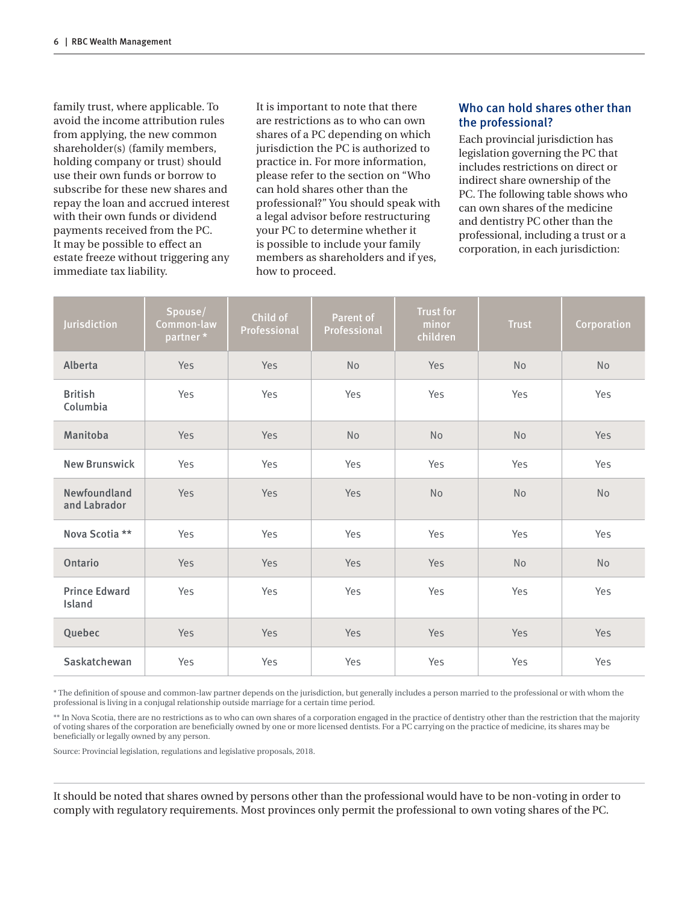family trust, where applicable. To avoid the income attribution rules from applying, the new common shareholder(s) (family members, holding company or trust) should use their own funds or borrow to subscribe for these new shares and repay the loan and accrued interest with their own funds or dividend payments received from the PC. It may be possible to effect an estate freeze without triggering any immediate tax liability.

It is important to note that there are restrictions as to who can own shares of a PC depending on which jurisdiction the PC is authorized to practice in. For more information, please refer to the section on "Who can hold shares other than the professional?" You should speak with a legal advisor before restructuring your PC to determine whether it is possible to include your family members as shareholders and if yes, how to proceed.

## Who can hold shares other than the professional?

Each provincial jurisdiction has legislation governing the PC that includes restrictions on direct or indirect share ownership of the PC. The following table shows who can own shares of the medicine and dentistry PC other than the professional, including a trust or a corporation, in each jurisdiction:

| Jurisdiction | Spouse/ Common-law partner * | Child of Professional | Parent of Professional | Trust for minor children | Trust | Corporation |
|---|---|---|---|---|---|---|
| Alberta | Yes | Yes | No | Yes | No | No |
| British Columbia | Yes | Yes | Yes | Yes | Yes | Yes |
| Manitoba | Yes | Yes | No | No | No | Yes |
| New Brunswick | Yes | Yes | Yes | Yes | Yes | Yes |
| Newfoundland and Labrador | Yes | Yes | Yes | No | No | No |
| Nova Scotia ** | Yes | Yes | Yes | Yes | Yes | Yes |
| Ontario | Yes | Yes | Yes | Yes | No | No |
| Prince Edward Island | Yes | Yes | Yes | Yes | Yes | Yes |
| Quebec | Yes | Yes | Yes | Yes | Yes | Yes |
| Saskatchewan | Yes | Yes | Yes | Yes | Yes | Yes |

* The definition of spouse and common-law partner depends on the jurisdiction, but generally includes a person married to the professional or with whom the professional is living in a conjugal relationship outside marriage for a certain time period.

** In Nova Scotia, there are no restrictions as to who can own shares of a corporation engaged in the practice of dentistry other than the restriction that the majority of voting shares of the corporation are beneficially owned by one or more licensed dentists. For a PC carrying on the practice of medicine, its shares may be beneficially or legally owned by any person.

Source: Provincial legislation, regulations and legislative proposals, 2018.

It should be noted that shares owned by persons other than the professional would have to be non-voting in order to comply with regulatory requirements. Most provinces only permit the professional to own voting shares of the PC.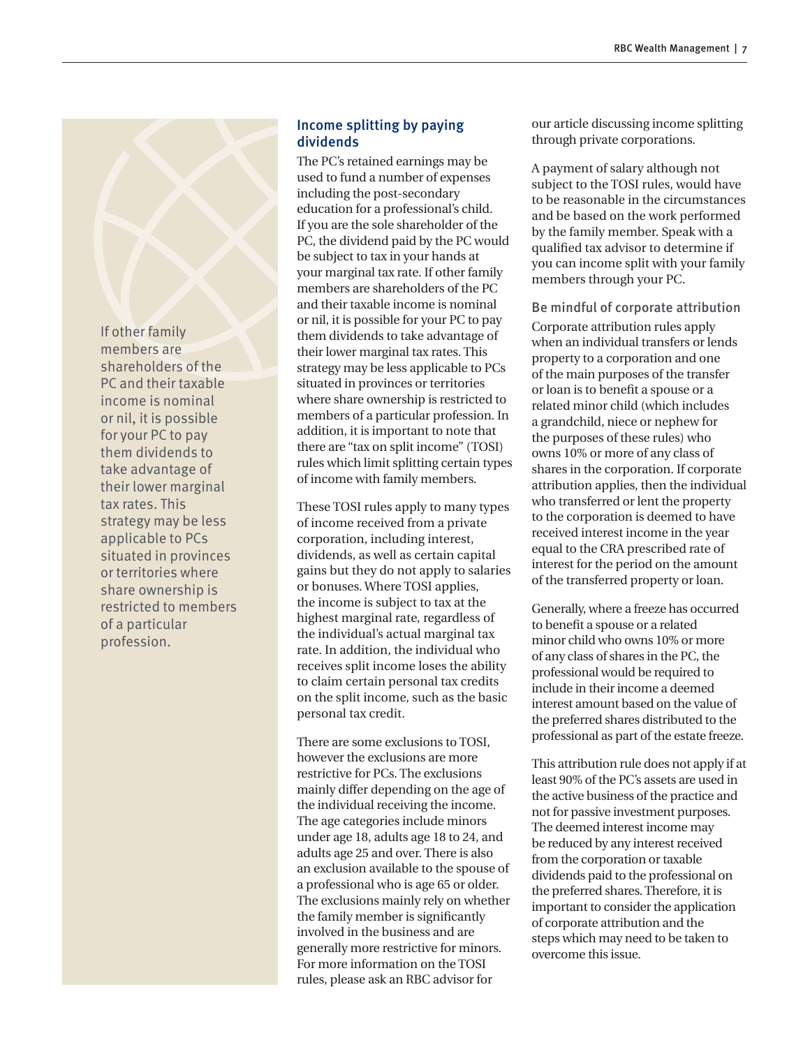> If other family members are shareholders of the PC and their taxable income is nominal or nil, it is possible for your PC to pay them dividends to take advantage of their lower marginal tax rates. This strategy may be less applicable to PCs situated in provinces or territories where share ownership is restricted to members of a particular profession.

## Income splitting by paying dividends

The PC's retained earnings may be used to fund a number of expenses including the post-secondary education for a professional's child. If you are the sole shareholder of the PC, the dividend paid by the PC would be subject to tax in your hands at your marginal tax rate. If other family members are shareholders of the PC and their taxable income is nominal or nil, it is possible for your PC to pay them dividends to take advantage of their lower marginal tax rates. This strategy may be less applicable to PCs situated in provinces or territories where share ownership is restricted to members of a particular profession. In addition, it is important to note that there are "tax on split income" (TOSI) rules which limit splitting certain types of income with family members.

These TOSI rules apply to many types of income received from a private corporation, including interest, dividends, as well as certain capital gains but they do not apply to salaries or bonuses. Where TOSI applies, the income is subject to tax at the highest marginal rate, regardless of the individual's actual marginal tax rate. In addition, the individual who receives split income loses the ability to claim certain personal tax credits on the split income, such as the basic personal tax credit.

There are some exclusions to TOSI, however the exclusions are more restrictive for PCs. The exclusions mainly differ depending on the age of the individual receiving the income. The age categories include minors under age 18, adults age 18 to 24, and adults age 25 and over. There is also an exclusion available to the spouse of a professional who is age 65 or older. The exclusions mainly rely on whether the family member is significantly involved in the business and are generally more restrictive for minors. For more information on the TOSI rules, please ask an RBC advisor for our article discussing income splitting through private corporations.

A payment of salary although not subject to the TOSI rules, would have to be reasonable in the circumstances and be based on the work performed by the family member. Speak with a qualified tax advisor to determine if you can income split with your family members through your PC.

### Be mindful of corporate attribution

Corporate attribution rules apply when an individual transfers or lends property to a corporation and one of the main purposes of the transfer or loan is to benefit a spouse or a related minor child (which includes a grandchild, niece or nephew for the purposes of these rules) who owns 10% or more of any class of shares in the corporation. If corporate attribution applies, then the individual who transferred or lent the property to the corporation is deemed to have received interest income in the year equal to the CRA prescribed rate of interest for the period on the amount of the transferred property or loan.

Generally, where a freeze has occurred to benefit a spouse or a related minor child who owns 10% or more of any class of shares in the PC, the professional would be required to include in their income a deemed interest amount based on the value of the preferred shares distributed to the professional as part of the estate freeze.

This attribution rule does not apply if at least 90% of the PC's assets are used in the active business of the practice and not for passive investment purposes. The deemed interest income may be reduced by any interest received from the corporation or taxable dividends paid to the professional on the preferred shares. Therefore, it is important to consider the application of corporate attribution and the steps which may need to be taken to overcome this issue.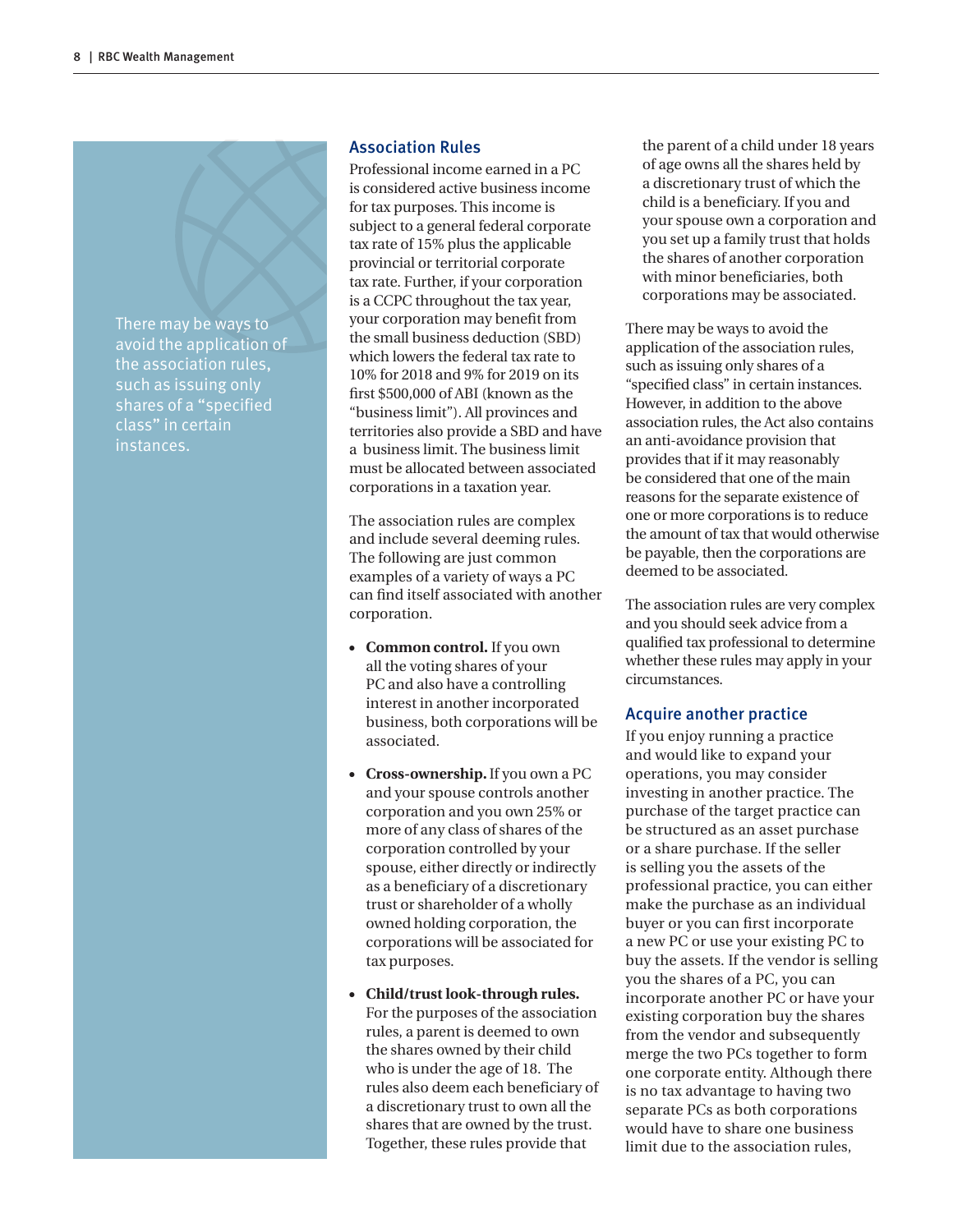> There may be ways to avoid the application of the association rules, such as issuing only shares of a "specified class" in certain instances.

## Association Rules

Professional income earned in a PC is considered active business income for tax purposes. This income is subject to a general federal corporate tax rate of 15% plus the applicable provincial or territorial corporate tax rate. Further, if your corporation is a CCPC throughout the tax year, your corporation may benefit from the small business deduction (SBD) which lowers the federal tax rate to 10% for 2018 and 9% for 2019 on its first $500,000 of ABI (known as the "business limit"). All provinces and territories also provide a SBD and have a business limit. The business limit must be allocated between associated corporations in a taxation year.

The association rules are complex and include several deeming rules. The following are just common examples of a variety of ways a PC can find itself associated with another corporation.

- **Common control.** If you own all the voting shares of your PC and also have a controlling interest in another incorporated business, both corporations will be associated.
- **Cross-ownership.** If you own a PC and your spouse controls another corporation and you own 25% or more of any class of shares of the corporation controlled by your spouse, either directly or indirectly as a beneficiary of a discretionary trust or shareholder of a wholly owned holding corporation, the corporations will be associated for tax purposes.
- **Child/trust look-through rules.** For the purposes of the association rules, a parent is deemed to own the shares owned by their child who is under the age of 18. The rules also deem each beneficiary of a discretionary trust to own all the shares that are owned by the trust. Together, these rules provide that the parent of a child under 18 years of age owns all the shares held by a discretionary trust of which the child is a beneficiary. If you and your spouse own a corporation and you set up a family trust that holds the shares of another corporation with minor beneficiaries, both corporations may be associated.

There may be ways to avoid the application of the association rules, such as issuing only shares of a "specified class" in certain instances. However, in addition to the above association rules, the Act also contains an anti-avoidance provision that provides that if it may reasonably be considered that one of the main reasons for the separate existence of one or more corporations is to reduce the amount of tax that would otherwise be payable, then the corporations are deemed to be associated.

The association rules are very complex and you should seek advice from a qualified tax professional to determine whether these rules may apply in your circumstances.

## Acquire another practice

If you enjoy running a practice and would like to expand your operations, you may consider investing in another practice. The purchase of the target practice can be structured as an asset purchase or a share purchase. If the seller is selling you the assets of the professional practice, you can either make the purchase as an individual buyer or you can first incorporate a new PC or use your existing PC to buy the assets. If the vendor is selling you the shares of a PC, you can incorporate another PC or have your existing corporation buy the shares from the vendor and subsequently merge the two PCs together to form one corporate entity. Although there is no tax advantage to having two separate PCs as both corporations would have to share one business limit due to the association rules,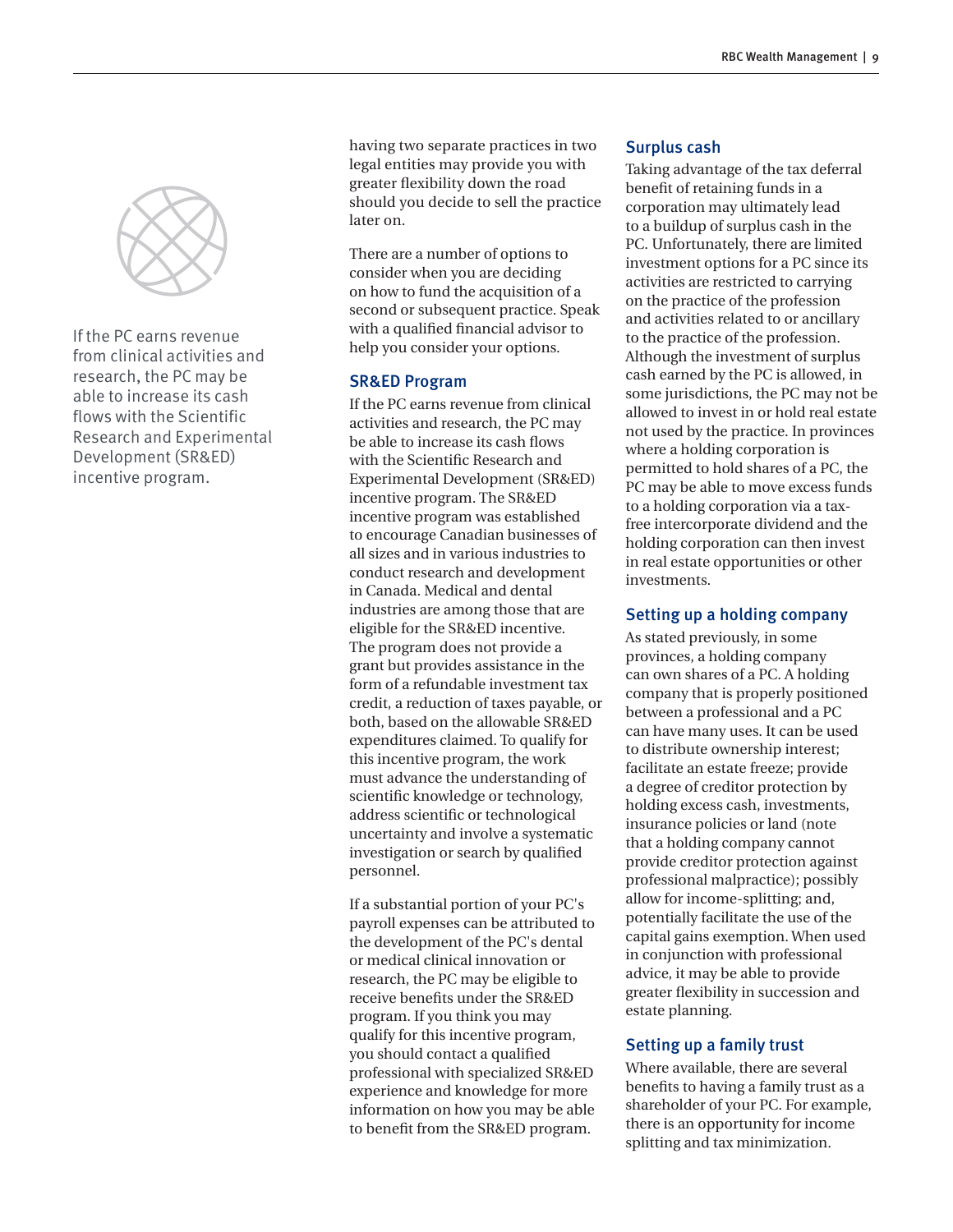If the PC earns revenue from clinical activities and research, the PC may be able to increase its cash flows with the Scientific Research and Experimental Development (SR&ED) incentive program.

having two separate practices in two legal entities may provide you with greater flexibility down the road should you decide to sell the practice later on.

There are a number of options to consider when you are deciding on how to fund the acquisition of a second or subsequent practice. Speak with a qualified financial advisor to help you consider your options.

### SR&ED Program

If the PC earns revenue from clinical activities and research, the PC may be able to increase its cash flows with the Scientific Research and Experimental Development (SR&ED) incentive program. The SR&ED incentive program was established to encourage Canadian businesses of all sizes and in various industries to conduct research and development in Canada. Medical and dental industries are among those that are eligible for the SR&ED incentive. The program does not provide a grant but provides assistance in the form of a refundable investment tax credit, a reduction of taxes payable, or both, based on the allowable SR&ED expenditures claimed. To qualify for this incentive program, the work must advance the understanding of scientific knowledge or technology, address scientific or technological uncertainty and involve a systematic investigation or search by qualified personnel.

If a substantial portion of your PC's payroll expenses can be attributed to the development of the PC's dental or medical clinical innovation or research, the PC may be eligible to receive benefits under the SR&ED program. If you think you may qualify for this incentive program, you should contact a qualified professional with specialized SR&ED experience and knowledge for more information on how you may be able to benefit from the SR&ED program.

### Surplus cash

Taking advantage of the tax deferral benefit of retaining funds in a corporation may ultimately lead to a buildup of surplus cash in the PC. Unfortunately, there are limited investment options for a PC since its activities are restricted to carrying on the practice of the profession and activities related to or ancillary to the practice of the profession. Although the investment of surplus cash earned by the PC is allowed, in some jurisdictions, the PC may not be allowed to invest in or hold real estate not used by the practice. In provinces where a holding corporation is permitted to hold shares of a PC, the PC may be able to move excess funds to a holding corporation via a tax-free intercorporate dividend and the holding corporation can then invest in real estate opportunities or other investments.

### Setting up a holding company

As stated previously, in some provinces, a holding company can own shares of a PC. A holding company that is properly positioned between a professional and a PC can have many uses. It can be used to distribute ownership interest; facilitate an estate freeze; provide a degree of creditor protection by holding excess cash, investments, insurance policies or land (note that a holding company cannot provide creditor protection against professional malpractice); possibly allow for income-splitting; and, potentially facilitate the use of the capital gains exemption. When used in conjunction with professional advice, it may be able to provide greater flexibility in succession and estate planning.

### Setting up a family trust

Where available, there are several benefits to having a family trust as a shareholder of your PC. For example, there is an opportunity for income splitting and tax minimization.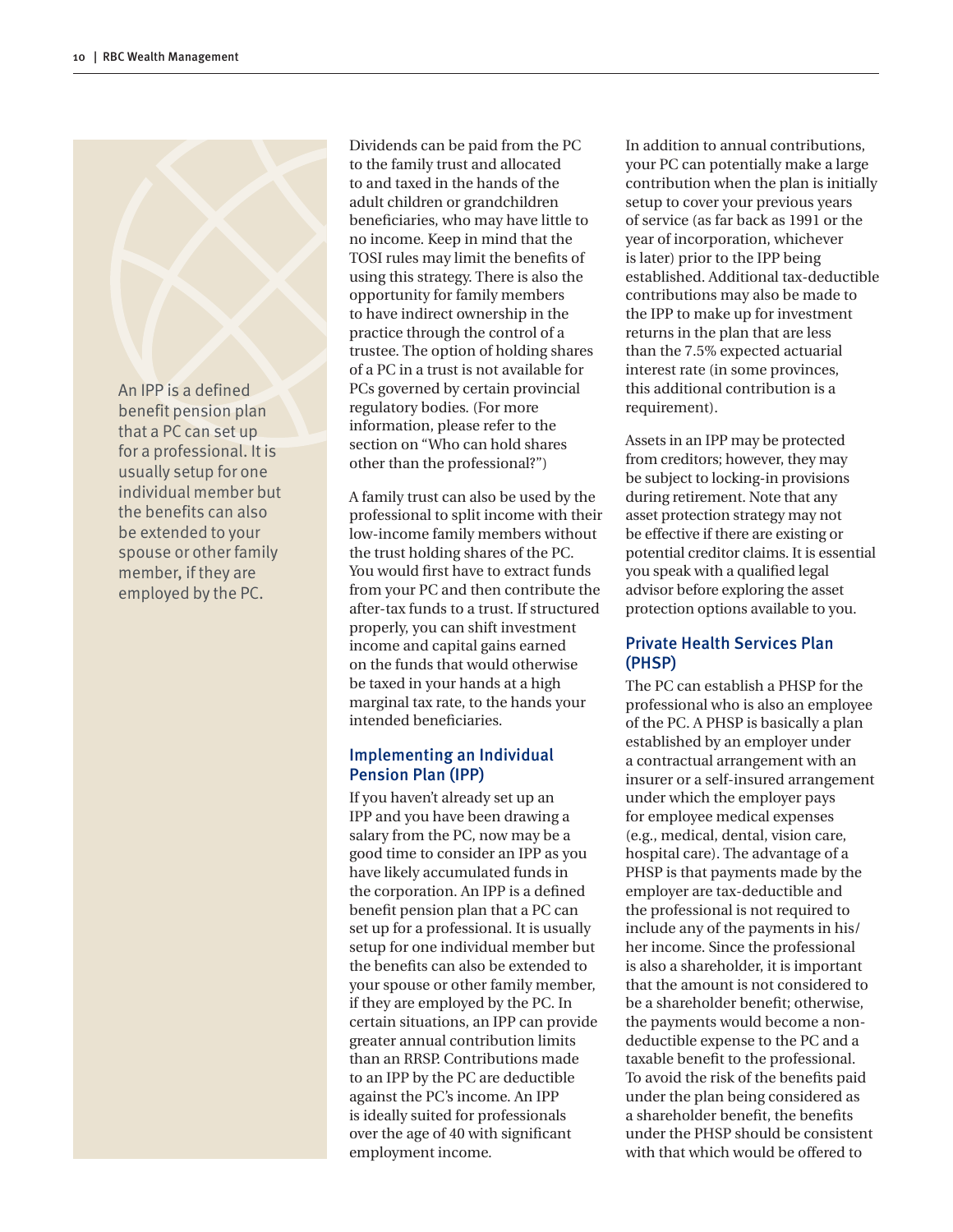> An IPP is a defined benefit pension plan that a PC can set up for a professional. It is usually setup for one individual member but the benefits can also be extended to your spouse or other family member, if they are employed by the PC.

Dividends can be paid from the PC to the family trust and allocated to and taxed in the hands of the adult children or grandchildren beneficiaries, who may have little to no income. Keep in mind that the TOSI rules may limit the benefits of using this strategy. There is also the opportunity for family members to have indirect ownership in the practice through the control of a trustee. The option of holding shares of a PC in a trust is not available for PCs governed by certain provincial regulatory bodies. (For more information, please refer to the section on "Who can hold shares other than the professional?")

A family trust can also be used by the professional to split income with their low-income family members without the trust holding shares of the PC. You would first have to extract funds from your PC and then contribute the after-tax funds to a trust. If structured properly, you can shift investment income and capital gains earned on the funds that would otherwise be taxed in your hands at a high marginal tax rate, to the hands your intended beneficiaries.

### Implementing an Individual Pension Plan (IPP)

If you haven't already set up an IPP and you have been drawing a salary from the PC, now may be a good time to consider an IPP as you have likely accumulated funds in the corporation. An IPP is a defined benefit pension plan that a PC can set up for a professional. It is usually setup for one individual member but the benefits can also be extended to your spouse or other family member, if they are employed by the PC. In certain situations, an IPP can provide greater annual contribution limits than an RRSP. Contributions made to an IPP by the PC are deductible against the PC's income. An IPP is ideally suited for professionals over the age of 40 with significant employment income.

In addition to annual contributions, your PC can potentially make a large contribution when the plan is initially setup to cover your previous years of service (as far back as 1991 or the year of incorporation, whichever is later) prior to the IPP being established. Additional tax-deductible contributions may also be made to the IPP to make up for investment returns in the plan that are less than the 7.5% expected actuarial interest rate (in some provinces, this additional contribution is a requirement).

Assets in an IPP may be protected from creditors; however, they may be subject to locking-in provisions during retirement. Note that any asset protection strategy may not be effective if there are existing or potential creditor claims. It is essential you speak with a qualified legal advisor before exploring the asset protection options available to you.

### Private Health Services Plan (PHSP)

The PC can establish a PHSP for the professional who is also an employee of the PC. A PHSP is basically a plan established by an employer under a contractual arrangement with an insurer or a self-insured arrangement under which the employer pays for employee medical expenses (e.g., medical, dental, vision care, hospital care). The advantage of a PHSP is that payments made by the employer are tax-deductible and the professional is not required to include any of the payments in his/her income. Since the professional is also a shareholder, it is important that the amount is not considered to be a shareholder benefit; otherwise, the payments would become a non-deductible expense to the PC and a taxable benefit to the professional. To avoid the risk of the benefits paid under the plan being considered as a shareholder benefit, the benefits under the PHSP should be consistent with that which would be offered to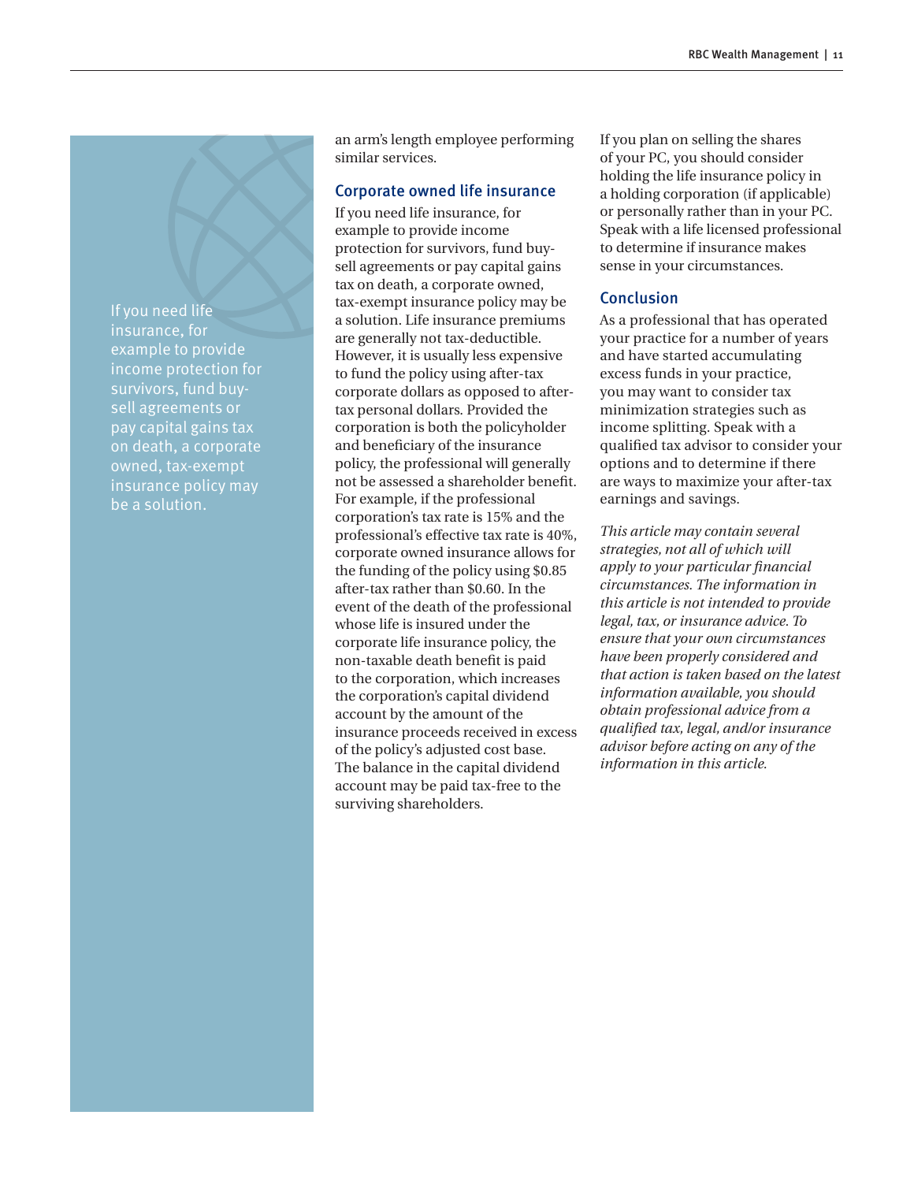an arm's length employee performing similar services.

## Corporate owned life insurance

If you need life insurance, for example to provide income protection for survivors, fund buy-sell agreements or pay capital gains tax on death, a corporate owned, tax-exempt insurance policy may be a solution. Life insurance premiums are generally not tax-deductible. However, it is usually less expensive to fund the policy using after-tax corporate dollars as opposed to after-tax personal dollars. Provided the corporation is both the policyholder and beneficiary of the insurance policy, the professional will generally not be assessed a shareholder benefit. For example, if the professional corporation's tax rate is 15% and the professional's effective tax rate is 40%, corporate owned insurance allows for the funding of the policy using $0.85 after-tax rather than $0.60. In the event of the death of the professional whose life is insured under the corporate life insurance policy, the non-taxable death benefit is paid to the corporation, which increases the corporation's capital dividend account by the amount of the insurance proceeds received in excess of the policy's adjusted cost base. The balance in the capital dividend account may be paid tax-free to the surviving shareholders.

If you need life insurance, for example to provide income protection for survivors, fund buy-sell agreements or pay capital gains tax on death, a corporate owned, tax-exempt insurance policy may be a solution.

If you plan on selling the shares of your PC, you should consider holding the life insurance policy in a holding corporation (if applicable) or personally rather than in your PC. Speak with a life licensed professional to determine if insurance makes sense in your circumstances.

## Conclusion

As a professional that has operated your practice for a number of years and have started accumulating excess funds in your practice, you may want to consider tax minimization strategies such as income splitting. Speak with a qualified tax advisor to consider your options and to determine if there are ways to maximize your after-tax earnings and savings.

*This article may contain several strategies, not all of which will apply to your particular financial circumstances. The information in this article is not intended to provide legal, tax, or insurance advice. To ensure that your own circumstances have been properly considered and that action is taken based on the latest information available, you should obtain professional advice from a qualified tax, legal, and/or insurance advisor before acting on any of the information in this article.*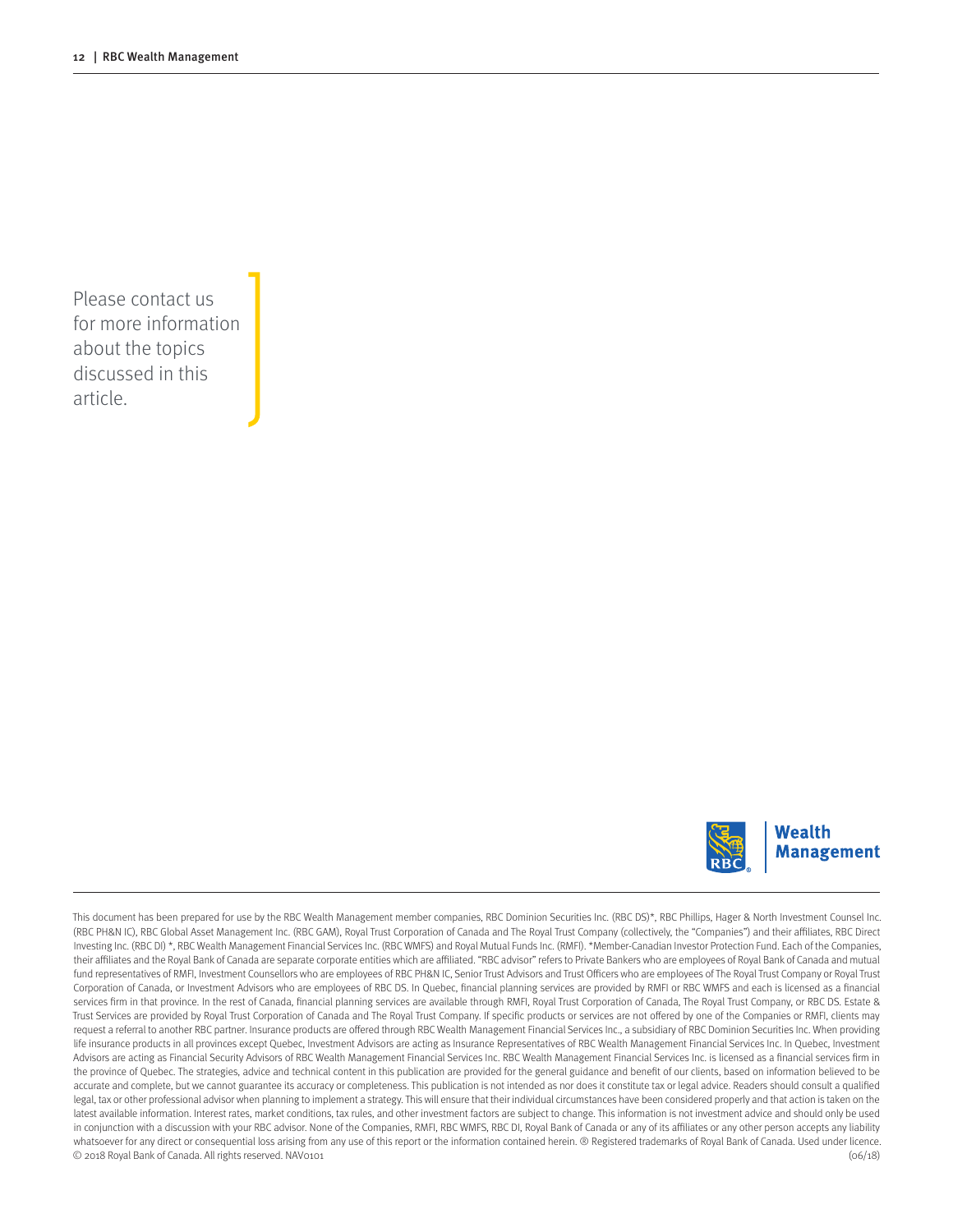Please contact us for more information about the topics discussed in this article.

Wealth Management

This document has been prepared for use by the RBC Wealth Management member companies, RBC Dominion Securities Inc. (RBC DS)*, RBC Phillips, Hager & North Investment Counsel Inc. (RBC PH&N IC), RBC Global Asset Management Inc. (RBC GAM), Royal Trust Corporation of Canada and The Royal Trust Company (collectively, the "Companies") and their affiliates, RBC Direct Investing Inc. (RBC DI) *, RBC Wealth Management Financial Services Inc. (RBC WMFS) and Royal Mutual Funds Inc. (RMFI). *Member-Canadian Investor Protection Fund. Each of the Companies, their affiliates and the Royal Bank of Canada are separate corporate entities which are affiliated. "RBC advisor" refers to Private Bankers who are employees of Royal Bank of Canada and mutual fund representatives of RMFI, Investment Counsellors who are employees of RBC PH&N IC, Senior Trust Advisors and Trust Officers who are employees of The Royal Trust Company or Royal Trust Corporation of Canada, or Investment Advisors who are employees of RBC DS. In Quebec, financial planning services are provided by RMFI or RBC WMFS and each is licensed as a financial services firm in that province. In the rest of Canada, financial planning services are available through RMFI, Royal Trust Corporation of Canada, The Royal Trust Company, or RBC DS. Estate & Trust Services are provided by Royal Trust Corporation of Canada and The Royal Trust Company. If specific products or services are not offered by one of the Companies or RMFI, clients may request a referral to another RBC partner. Insurance products are offered through RBC Wealth Management Financial Services Inc., a subsidiary of RBC Dominion Securities Inc. When providing life insurance products in all provinces except Quebec, Investment Advisors are acting as Insurance Representatives of RBC Wealth Management Financial Services Inc. In Quebec, Investment Advisors are acting as Financial Security Advisors of RBC Wealth Management Financial Services Inc. RBC Wealth Management Financial Services Inc. is licensed as a financial services firm in the province of Quebec. The strategies, advice and technical content in this publication are provided for the general guidance and benefit of our clients, based on information believed to be accurate and complete, but we cannot guarantee its accuracy or completeness. This publication is not intended as nor does it constitute tax or legal advice. Readers should consult a qualified legal, tax or other professional advisor when planning to implement a strategy. This will ensure that their individual circumstances have been considered properly and that action is taken on the latest available information. Interest rates, market conditions, tax rules, and other investment factors are subject to change. This information is not investment advice and should only be used in conjunction with a discussion with your RBC advisor. None of the Companies, RMFI, RBC WMFS, RBC DI, Royal Bank of Canada or any of its affiliates or any other person accepts any liability whatsoever for any direct or consequential loss arising from any use of this report or the information contained herein. ® Registered trademarks of Royal Bank of Canada. Used under licence. © 2018 Royal Bank of Canada. All rights reserved. NAV0101 (06/18)